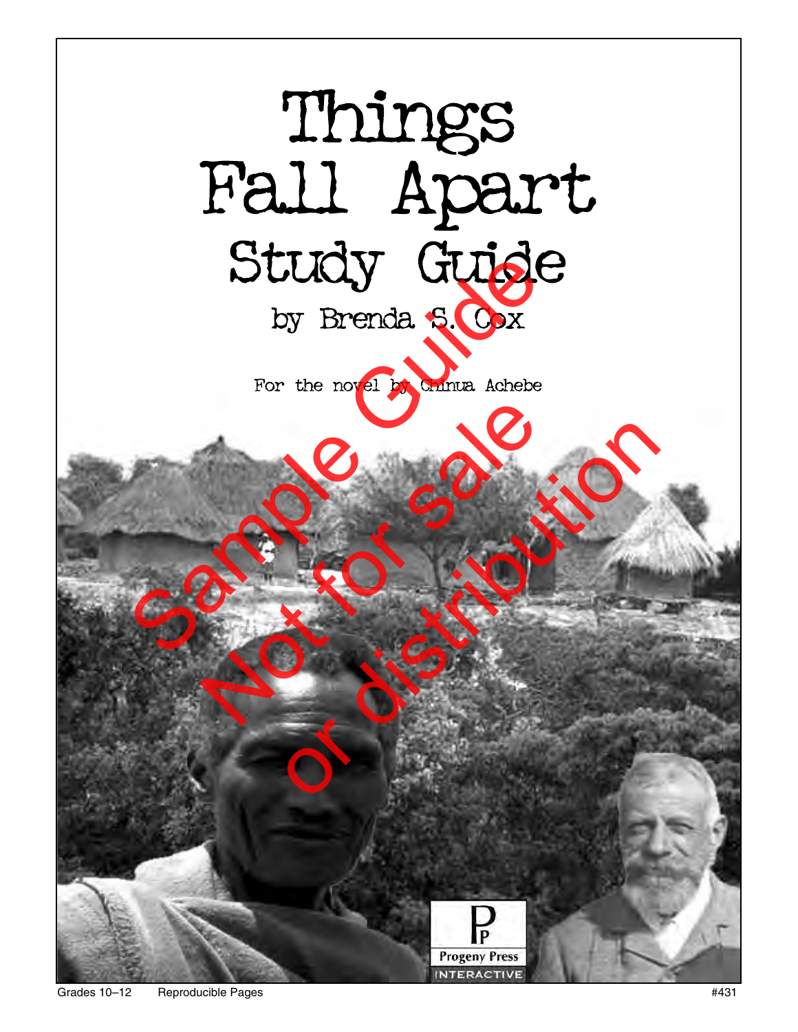# Things Fall Apart Study Guide

by Brenda S. Cox

For the novel by Chinua Achebe

Sample Guide
Not for sale
or distribution

Progeny Press
INTERACTIVE

Grades 10–12 Reproducible Pages #431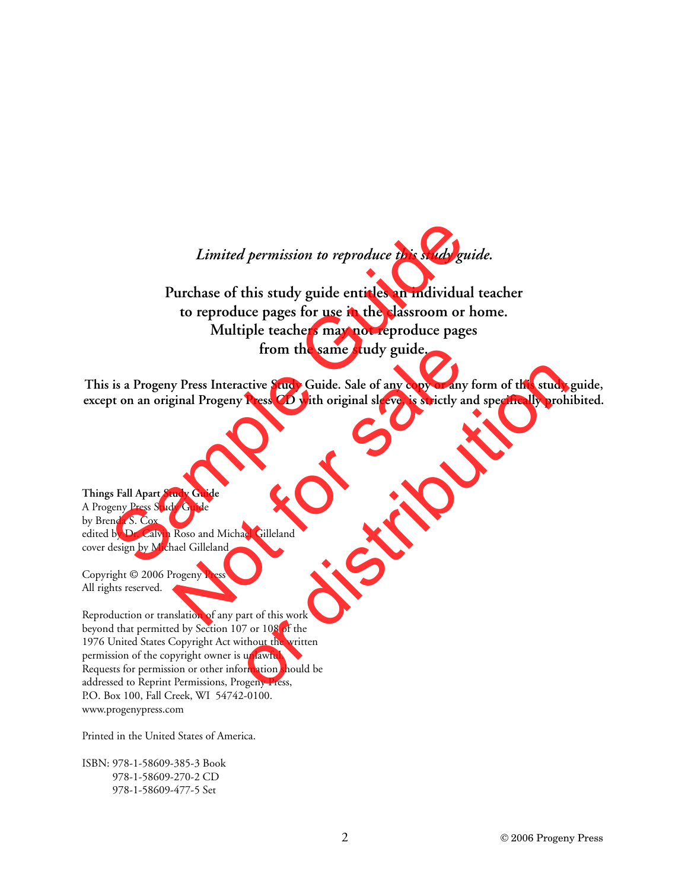*Limited permission to reproduce this study guide.*

**Purchase of this study guide entitles an individual teacher to reproduce pages for use in the classroom or home. Multiple teachers may not reproduce pages from the same study guide.**

**This is a Progeny Press Interactive Study Guide. Sale of any copy or any form of this study guide, except on an original Progeny Press CD with original sleeve, is strictly and specifically prohibited.**

Sample Guide
Not for sale
or distribution

**Things Fall Apart Study Guide**
A Progeny Press Study Guide
by Brenda S. Cox
edited by Dr. Calvin Roso and Michael Gilleland
cover design by Michael Gilleland

Copyright © 2006 Progeny Press
All rights reserved.

Reproduction or translation of any part of this work beyond that permitted by Section 107 or 108 of the 1976 United States Copyright Act without the written permission of the copyright owner is unlawful. Requests for permission or other information should be addressed to Reprint Permissions, Progeny Press, P.O. Box 100, Fall Creek, WI 54742-0100.
www.progenypress.com

Printed in the United States of America.

ISBN: 978-1-58609-385-3 Book
978-1-58609-270-2 CD
978-1-58609-477-5 Set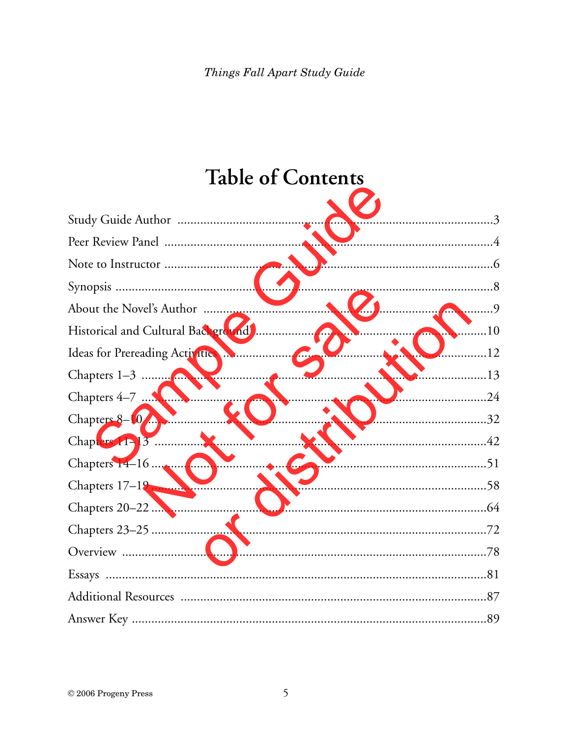# Table of Contents

Study Guide Author ....................................................................................3
Peer Review Panel .......................................................................................4
Note to Instructor ........................................................................................6
Synopsis .......................................................................................................8
About the Novel's Author .............................................................................9
Historical and Cultural Background ...........................................................10
Ideas for Prereading Activities ....................................................................12
Chapters 1–3 ..............................................................................................13
Chapters 4–7 ..............................................................................................24
Chapters 8–10 ............................................................................................32
Chapters 11–13 ..........................................................................................42
Chapters 14–16 ..........................................................................................51
Chapters 17–19 ..........................................................................................58
Chapters 20–22 ..........................................................................................64
Chapters 23–25 ..........................................................................................72
Overview ....................................................................................................78
Essays ........................................................................................................81
Additional Resources ..................................................................................87
Answer Key ................................................................................................89

© 2006 Progeny Press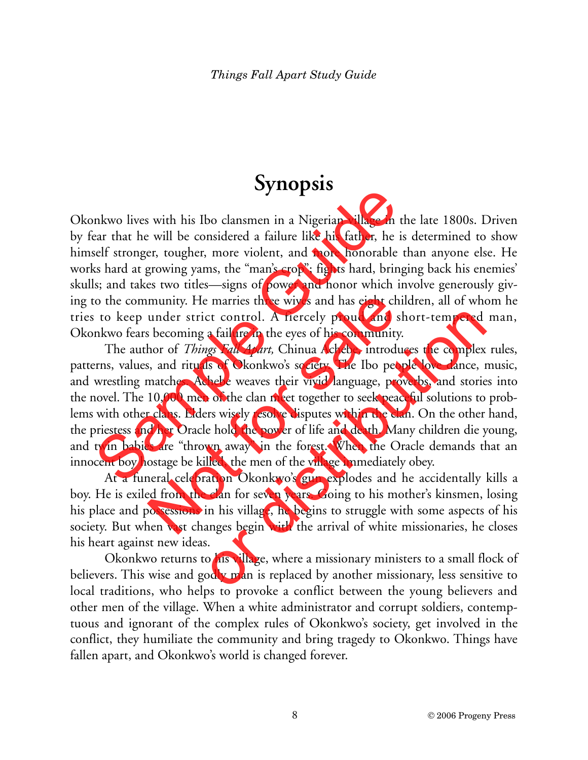# Synopsis

Okonkwo lives with his Ibo clansmen in a Nigerian village in the late 1800s. Driven by fear that he will be considered a failure like his father, he is determined to show himself stronger, tougher, more violent, and more honorable than anyone else. He works hard at growing yams, the "man's crop"; fights hard, bringing back his enemies' skulls; and takes two titles—signs of power and honor which involve generously giving to the community. He marries three wives and has eight children, all of whom he tries to keep under strict control. A fiercely proud and short-tempered man, Okonkwo fears becoming a failure in the eyes of his community.

The author of *Things Fall Apart,* Chinua Achebe, introduces the complex rules, patterns, values, and rituals of Okonkwo's society. The Ibo people love dance, music, and wrestling matches. Achebe weaves their vivid language, proverbs, and stories into the novel. The 10,000 men of the clan meet together to seek peaceful solutions to problems with other clans. Elders wisely resolve disputes within the clan. On the other hand, the priestess and her Oracle hold the power of life and death. Many children die young, and twin babies are "thrown away" in the forest. When the Oracle demands that an innocent boy hostage be killed, the men of the village immediately obey.

At a funeral celebration Okonkwo's gun explodes and he accidentally kills a boy. He is exiled from the clan for seven years. Going to his mother's kinsmen, losing his place and possessions in his village, he begins to struggle with some aspects of his society. But when vast changes begin with the arrival of white missionaries, he closes his heart against new ideas.

Okonkwo returns to his village, where a missionary ministers to a small flock of believers. This wise and godly man is replaced by another missionary, less sensitive to local traditions, who helps to provoke a conflict between the young believers and other men of the village. When a white administrator and corrupt soldiers, contemptuous and ignorant of the complex rules of Okonkwo's society, get involved in the conflict, they humiliate the community and bring tragedy to Okonkwo. Things have fallen apart, and Okonkwo's world is changed forever.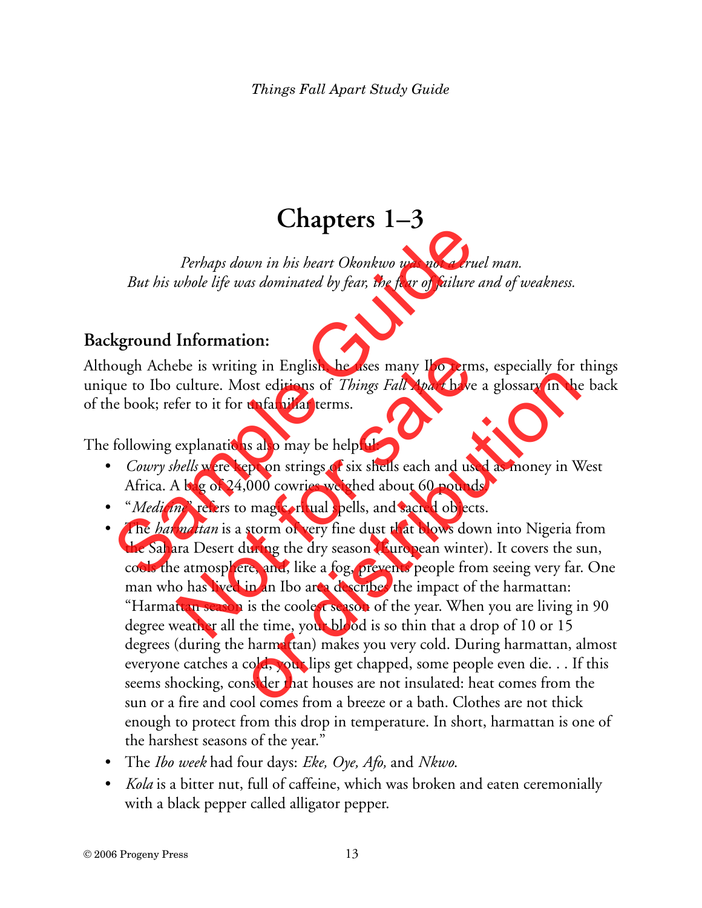# Chapters 1–3

*Perhaps down in his heart Okonkwo was not a cruel man.*
*But his whole life was dominated by fear, the fear of failure and of weakness.*

## Background Information:

Although Achebe is writing in English, he uses many Ibo terms, especially for things unique to Ibo culture. Most editions of *Things Fall Apart* have a glossary in the back of the book; refer to it for unfamiliar terms.

The following explanations also may be helpful:

- *Cowry shells* were kept on strings of six shells each and used as money in West Africa. A bag of 24,000 cowries weighed about 60 pounds.
- "*Medicine*" refers to magic, ritual spells, and sacred objects.
- The *harmattan* is a storm of very fine dust that blows down into Nigeria from the Sahara Desert during the dry season (European winter). It covers the sun, cools the atmosphere, and, like a fog, prevents people from seeing very far. One man who has lived in an Ibo area describes the impact of the harmattan: "Harmattan season is the coolest season of the year. When you are living in 90 degree weather all the time, your blood is so thin that a drop of 10 or 15 degrees (during the harmattan) makes you very cold. During harmattan, almost everyone catches a cold, your lips get chapped, some people even die. . . If this seems shocking, consider that houses are not insulated: heat comes from the sun or a fire and cool comes from a breeze or a bath. Clothes are not thick enough to protect from this drop in temperature. In short, harmattan is one of the harshest seasons of the year."
- The *Ibo week* had four days: *Eke, Oye, Afo,* and *Nkwo*.
- *Kola* is a bitter nut, full of caffeine, which was broken and eaten ceremonially with a black pepper called alligator pepper.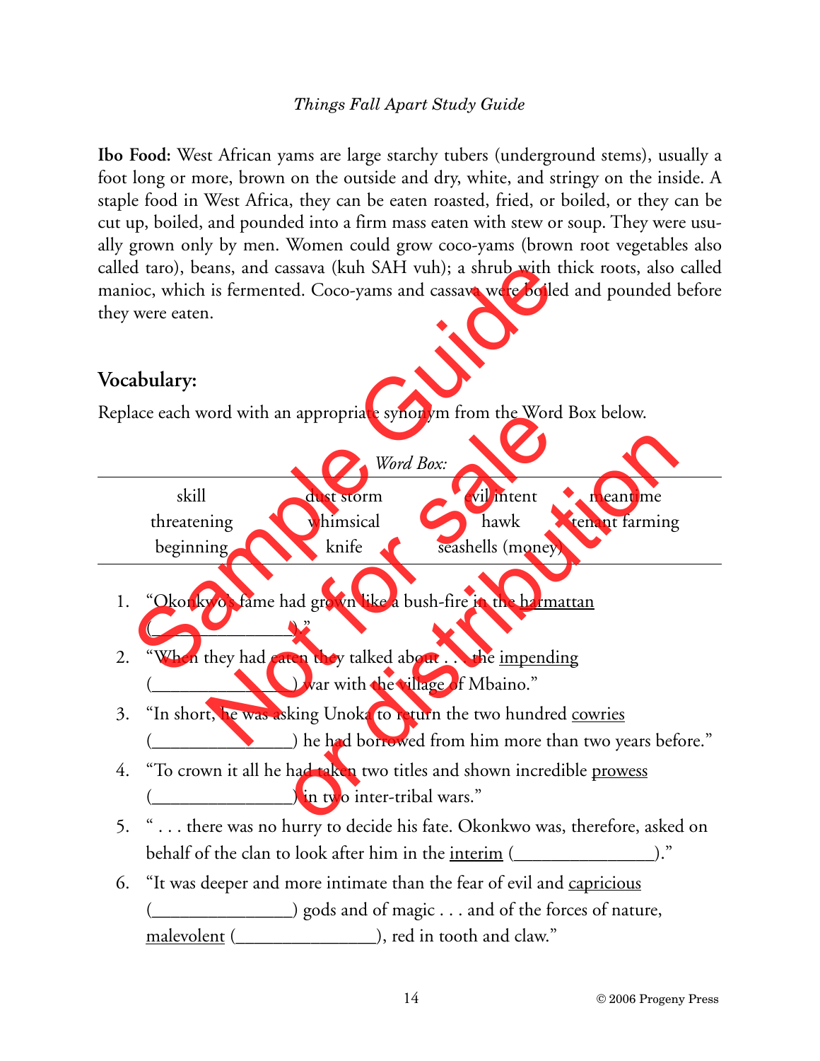**Ibo Food:** West African yams are large starchy tubers (underground stems), usually a foot long or more, brown on the outside and dry, white, and stringy on the inside. A staple food in West Africa, they can be eaten roasted, fried, or boiled, or they can be cut up, boiled, and pounded into a firm mass eaten with stew or soup. They were usually grown only by men. Women could grow coco-yams (brown root vegetables also called taro), beans, and cassava (kuh SAH vuh); a shrub with thick roots, also called manioc, which is fermented. Coco-yams and cassava were boiled and pounded before they were eaten.

## Vocabulary:

Replace each word with an appropriate synonym from the Word Box below.

*Word Box:*

| | | | |
|---|---|---|---|
| skill | dust storm | evil intent | meantime |
| threatening | whimsical | hawk | tenant farming |
| beginning | knife | seashells (money) | |

1. "Okonkwo's fame had grown like a bush-fire in the harmattan (_______________)."
2. "When they had eaten they talked about . . . the impending (_______________) war with the village of Mbaino."
3. "In short, he was asking Unoka to return the two hundred cowries (_______________) he had borrowed from him more than two years before."
4. "To crown it all he had taken two titles and shown incredible prowess (_______________) in two inter-tribal wars."
5. " . . . there was no hurry to decide his fate. Okonkwo was, therefore, asked on behalf of the clan to look after him in the interim (_______________)."
6. "It was deeper and more intimate than the fear of evil and capricious (_______________) gods and of magic . . . and of the forces of nature, malevolent (_______________), red in tooth and claw."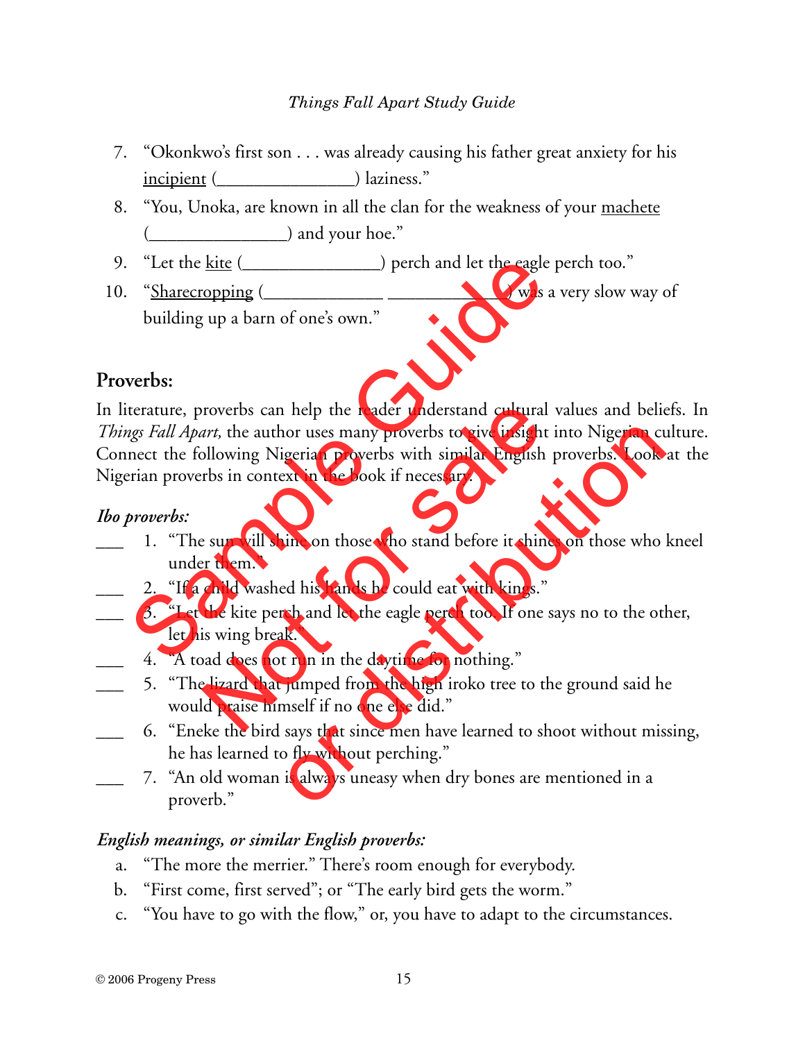7. "Okonkwo's first son . . . was already causing his father great anxiety for his incipient (_______________) laziness."
8. "You, Unoka, are known in all the clan for the weakness of your machete (_______________) and your hoe."
9. "Let the kite (_______________) perch and let the eagle perch too."
10. "Sharecropping (_____________ _____________) was a very slow way of building up a barn of one's own."

## Proverbs:

In literature, proverbs can help the reader understand cultural values and beliefs. In *Things Fall Apart,* the author uses many proverbs to give insight into Nigerian culture. Connect the following Nigerian proverbs with similar English proverbs. Look at the Nigerian proverbs in context in the book if necessary.

### *Ibo proverbs:*

___ 1. "The sun will shine on those who stand before it shines on those who kneel under them."

___ 2. "If a child washed his hands he could eat with kings."

___ 3. "Let the kite perch and let the eagle perch too. If one says no to the other, let his wing break."

___ 4. "A toad does not run in the daytime for nothing."

___ 5. "The lizard that jumped from the high iroko tree to the ground said he would praise himself if no one else did."

___ 6. "Eneke the bird says that since men have learned to shoot without missing, he has learned to fly without perching."

___ 7. "An old woman is always uneasy when dry bones are mentioned in a proverb."

### *English meanings, or similar English proverbs:*

a. "The more the merrier." There's room enough for everybody.
b. "First come, first served"; or "The early bird gets the worm."
c. "You have to go with the flow," or, you have to adapt to the circumstances.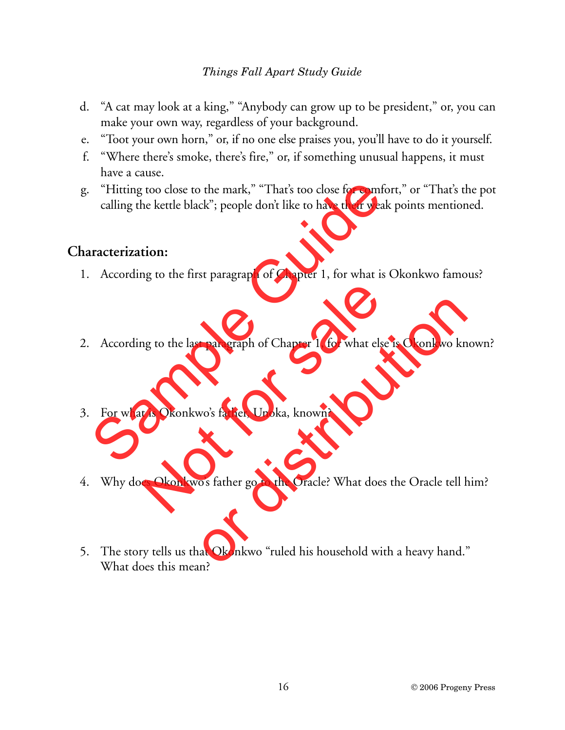d. "A cat may look at a king," "Anybody can grow up to be president," or, you can make your own way, regardless of your background.

e. "Toot your own horn," or, if no one else praises you, you'll have to do it yourself.

f. "Where there's smoke, there's fire," or, if something unusual happens, it must have a cause.

g. "Hitting too close to the mark," "That's too close for comfort," or "That's the pot calling the kettle black"; people don't like to have their weak points mentioned.

## Characterization:

1. According to the first paragraph of Chapter 1, for what is Okonkwo famous?

2. According to the last paragraph of Chapter 1, for what else is Okonkwo known?

3. For what is Okonkwo's father, Unoka, known?

4. Why does Okonkwo's father go to the Oracle? What does the Oracle tell him?

5. The story tells us that Okonkwo "ruled his household with a heavy hand." What does this mean?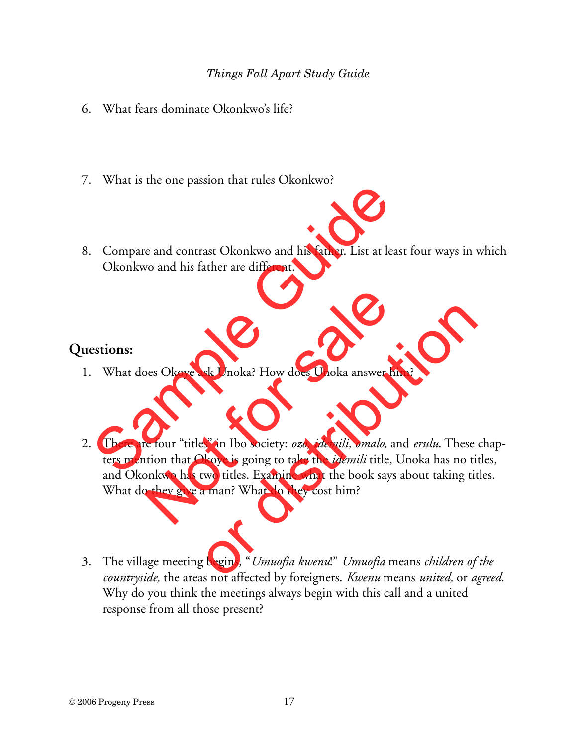6. What fears dominate Okonkwo's life?

7. What is the one passion that rules Okonkwo?

8. Compare and contrast Okonkwo and his father. List at least four ways in which Okonkwo and his father are different.

## Questions:

1. What does Okoye ask Unoka? How does Unoka answer him?

2. There are four "titles" in Ibo society: *ozo, idemili, omalo,* and *erulu*. These chapters mention that Okoye is going to take the *idemili* title, Unoka has no titles, and Okonkwo has two titles. Examine what the book says about taking titles. What do they give a man? What do they cost him?

3. The village meeting begins, "*Umuofia kwenu*!" *Umuofia* means *children of the countryside,* the areas not affected by foreigners. *Kwenu* means *united,* or *agreed*. Why do you think the meetings always begin with this call and a united response from all those present?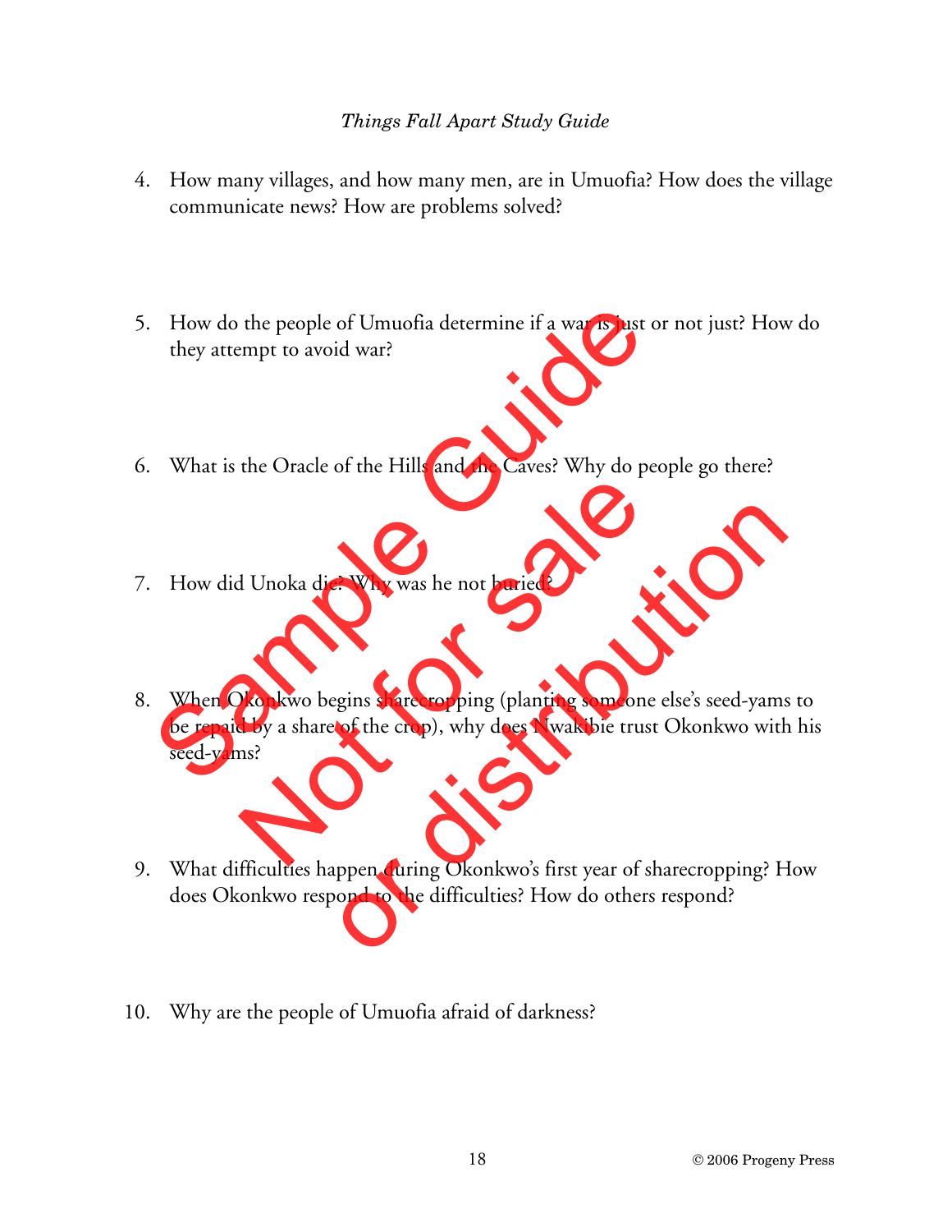4. How many villages, and how many men, are in Umuofia? How does the village communicate news? How are problems solved?

5. How do the people of Umuofia determine if a war is just or not just? How do they attempt to avoid war?

6. What is the Oracle of the Hills and the Caves? Why do people go there?

7. How did Unoka die? Why was he not buried?

8. When Okonkwo begins sharecropping (planting someone else's seed-yams to be repaid by a share of the crop), why does Nwakibie trust Okonkwo with his seed-yams?

9. What difficulties happen during Okonkwo's first year of sharecropping? How does Okonkwo respond to the difficulties? How do others respond?

10. Why are the people of Umuofia afraid of darkness?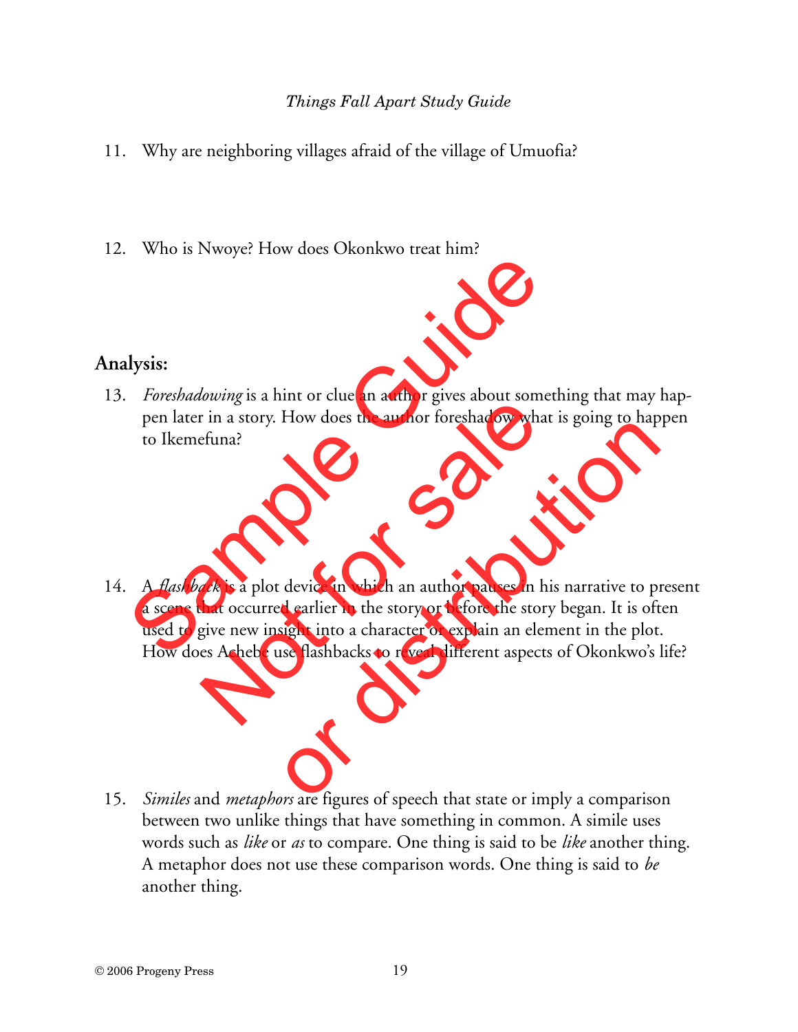11. Why are neighboring villages afraid of the village of Umuofia?

12. Who is Nwoye? How does Okonkwo treat him?

## Analysis:

13. *Foreshadowing* is a hint or clue an author gives about something that may happen later in a story. How does the author foreshadow what is going to happen to Ikemefuna?

14. A *flashback* is a plot device in which an author pauses in his narrative to present a scene that occurred earlier in the story or before the story began. It is often used to give new insight into a character or explain an element in the plot. How does Achebe use flashbacks to reveal different aspects of Okonkwo's life?

15. *Similes* and *metaphors* are figures of speech that state or imply a comparison between two unlike things that have something in common. A simile uses words such as *like* or *as* to compare. One thing is said to be *like* another thing. A metaphor does not use these comparison words. One thing is said to *be* another thing.

© 2006 Progeny Press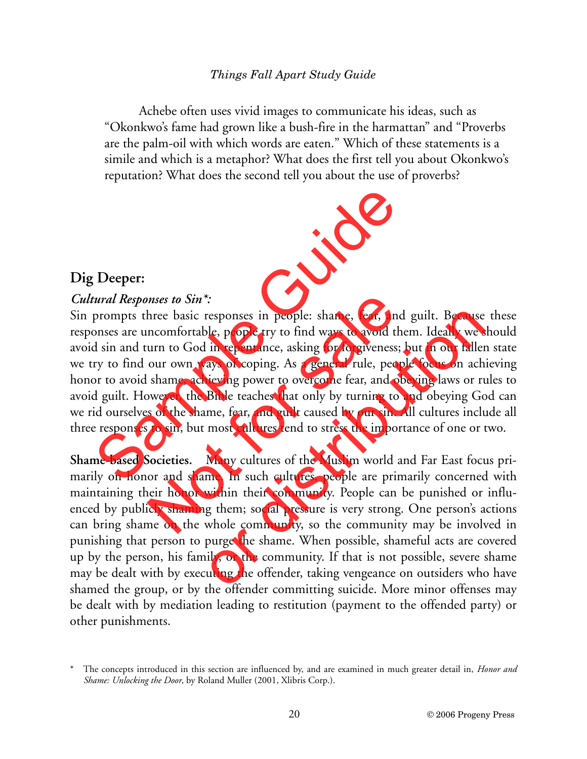Achebe often uses vivid images to communicate his ideas, such as "Okonkwo's fame had grown like a bush-fire in the harmattan" and "Proverbs are the palm-oil with which words are eaten." Which of these statements is a simile and which is a metaphor? What does the first tell you about Okonkwo's reputation? What does the second tell you about the use of proverbs?

## Dig Deeper:

***Cultural Responses to Sin*:***

Sin prompts three basic responses in people: shame, fear, and guilt. Because these responses are uncomfortable, people try to find ways to avoid them. Ideally we should avoid sin and turn to God in repentance, asking for forgiveness; but in our fallen state we try to find our own ways of coping. As a general rule, people focus on achieving honor to avoid shame, achieving power to overcome fear, and obeying laws or rules to avoid guilt. However, the Bible teaches that only by turning to and obeying God can we rid ourselves of the shame, fear, and guilt caused by our sin. All cultures include all three responses to sin, but most cultures tend to stress the importance of one or two.

**Shame-based Societies.** Many cultures of the Muslim world and Far East focus primarily on honor and shame. In such cultures, people are primarily concerned with maintaining their honor within their community. People can be punished or influenced by publicly shaming them; social pressure is very strong. One person's actions can bring shame on the whole community, so the community may be involved in punishing that person to purge the shame. When possible, shameful acts are covered up by the person, his family, or the community. If that is not possible, severe shame may be dealt with by executing the offender, taking vengeance on outsiders who have shamed the group, or by the offender committing suicide. More minor offenses may be dealt with by mediation leading to restitution (payment to the offended party) or other punishments.

* The concepts introduced in this section are influenced by, and are examined in much greater detail in, *Honor and Shame: Unlocking the Door*, by Roland Muller (2001, Xlibris Corp.).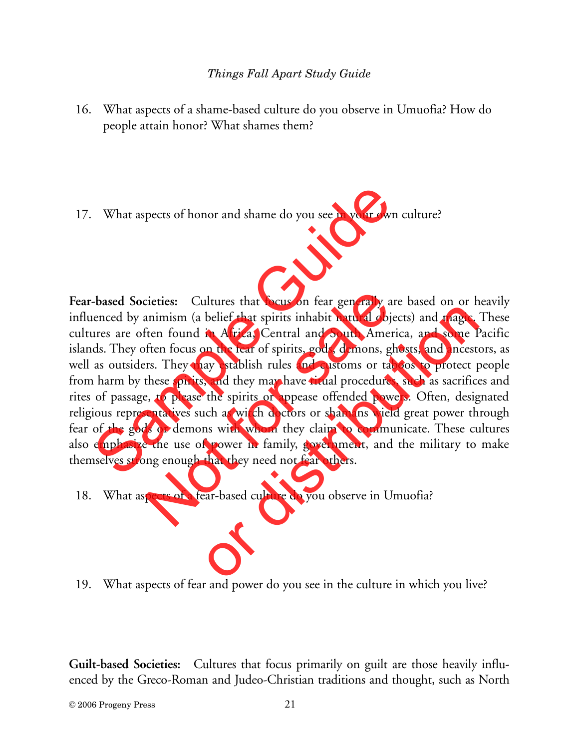16. What aspects of a shame-based culture do you observe in Umuofia? How do people attain honor? What shames them?

17. What aspects of honor and shame do you see in your own culture?

**Fear-based Societies:** Cultures that focus on fear generally are based on or heavily influenced by animism (a belief that spirits inhabit natural objects) and magic. These cultures are often found in Africa, Central and South America, and some Pacific islands. They often focus on the fear of spirits, gods, demons, ghosts, and ancestors, as well as outsiders. They may establish rules and customs or taboos to protect people from harm by these spirits, and they may have ritual procedures, such as sacrifices and rites of passage, to please the spirits or appease offended powers. Often, designated religious representatives such as witch doctors or shamans wield great power through fear of the gods or demons with whom they claim to communicate. These cultures also emphasize the use of power in family, government, and the military to make themselves strong enough that they need not fear others.

18. What aspects of a fear-based culture do you observe in Umuofia?

19. What aspects of fear and power do you see in the culture in which you live?

**Guilt-based Societies:** Cultures that focus primarily on guilt are those heavily influenced by the Greco-Roman and Judeo-Christian traditions and thought, such as North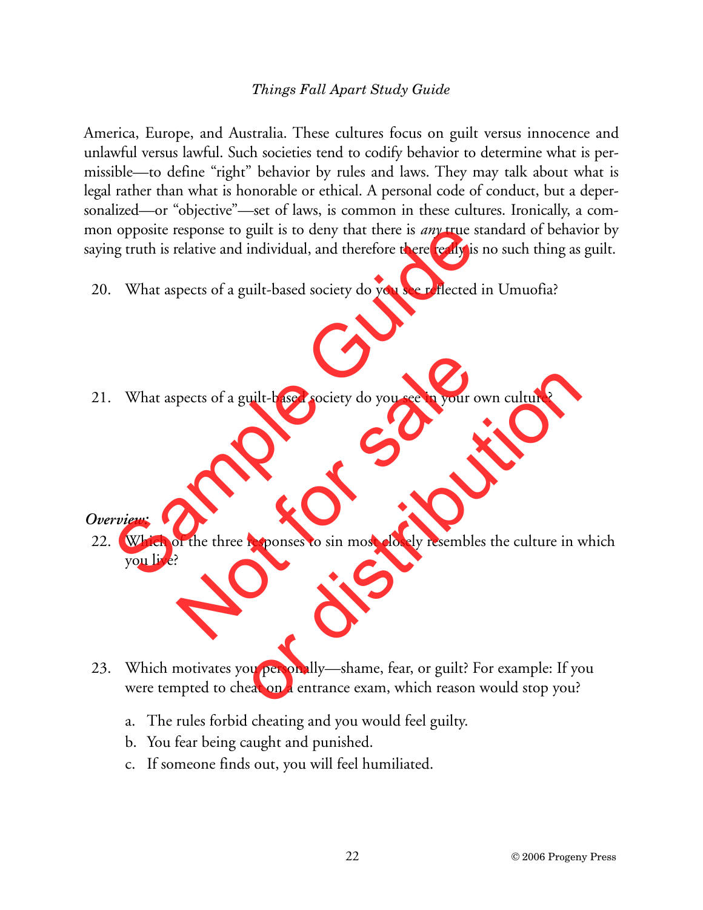America, Europe, and Australia. These cultures focus on guilt versus innocence and unlawful versus lawful. Such societies tend to codify behavior to determine what is permissible—to define "right" behavior by rules and laws. They may talk about what is legal rather than what is honorable or ethical. A personal code of conduct, but a depersonalized—or "objective"—set of laws, is common in these cultures. Ironically, a common opposite response to guilt is to deny that there is *any* true standard of behavior by saying truth is relative and individual, and therefore there really is no such thing as guilt.

20. What aspects of a guilt-based society do you see reflected in Umuofia?

21. What aspects of a guilt-based society do you see in your own culture?

***Overview:***

22. Which of the three responses to sin most closely resembles the culture in which you live?

23. Which motivates you personally—shame, fear, or guilt? For example: If you were tempted to cheat on a entrance exam, which reason would stop you?

    a. The rules forbid cheating and you would feel guilty.
    b. You fear being caught and punished.
    c. If someone finds out, you will feel humiliated.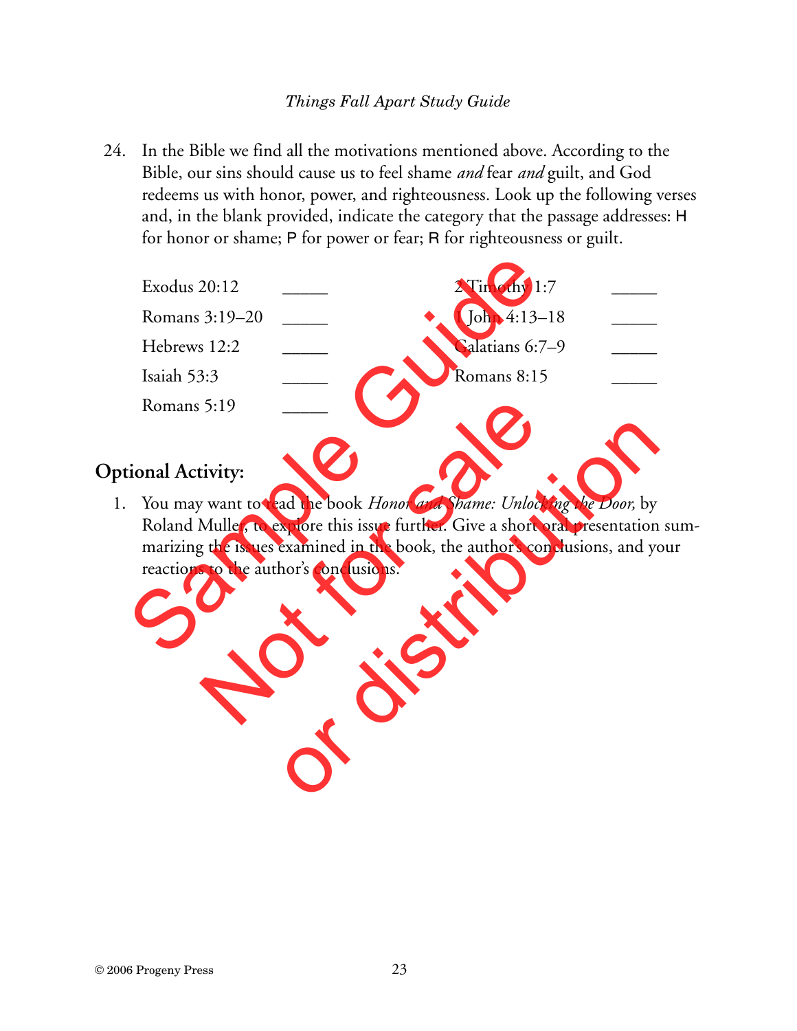24. In the Bible we find all the motivations mentioned above. According to the Bible, our sins should cause us to feel shame *and* fear *and* guilt, and God redeems us with honor, power, and righteousness. Look up the following verses and, in the blank provided, indicate the category that the passage addresses: H for honor or shame; P for power or fear; R for righteousness or guilt.

| | | | |
|---|---|---|---|
| Exodus 20:12 | _____ | 2 Timothy 1:7 | _____ |
| Romans 3:19–20 | _____ | 1 John 4:13–18 | _____ |
| Hebrews 12:2 | _____ | Galatians 6:7–9 | _____ |
| Isaiah 53:3 | _____ | Romans 8:15 | _____ |
| Romans 5:19 | _____ | | |

## Optional Activity:

1. You may want to read the book *Honor and Shame: Unlocking the Door,* by Roland Muller, to explore this issue further. Give a short oral presentation summarizing the issues examined in the book, the author's conclusions, and your reactions to the author's conclusions.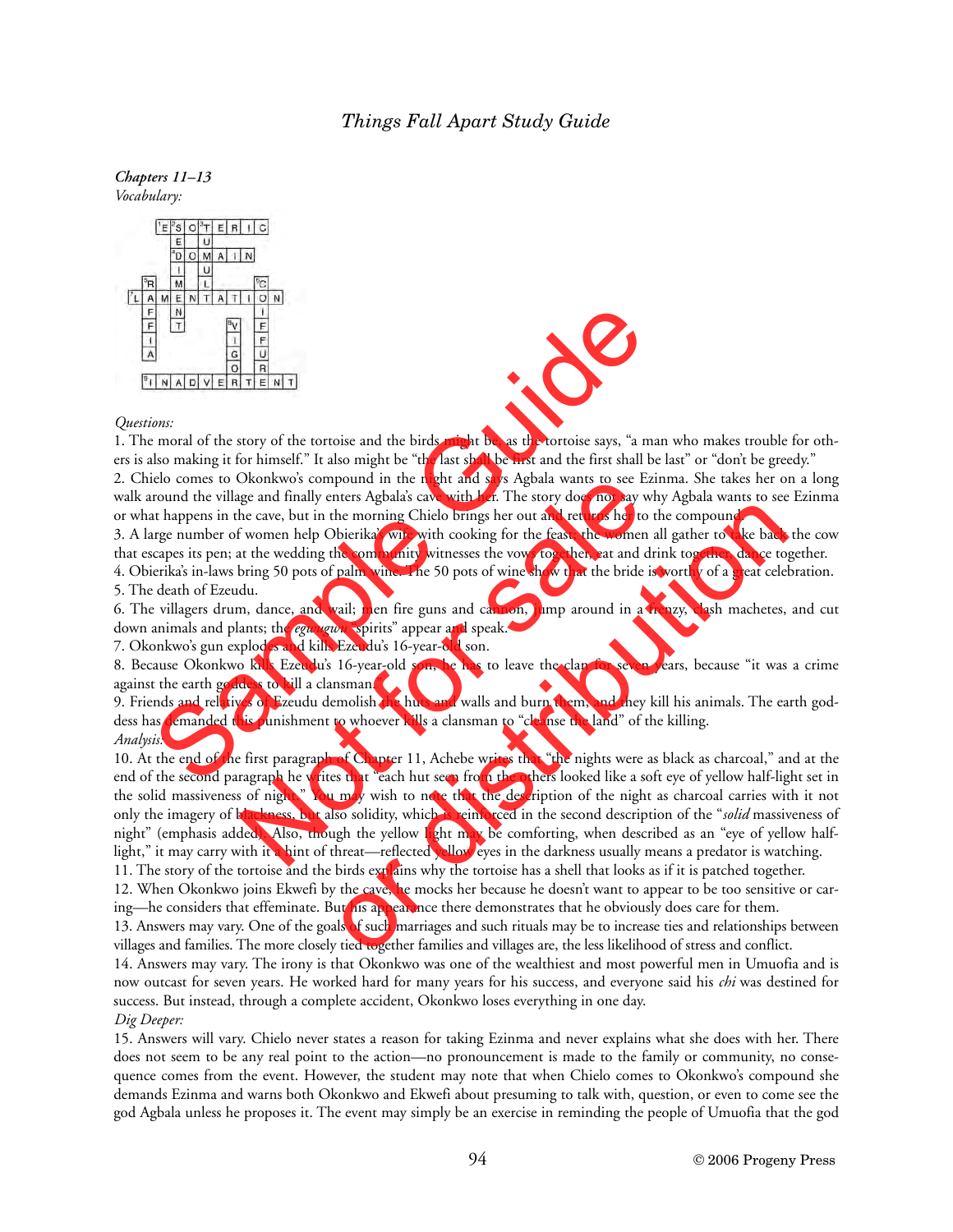***Chapters 11–13***
*Vocabulary:*

Across:
1. ESOTERIC
4. DOMAIN
7. LAMENTATION
9. INADVERTENT

Down:
2. SEDIMENT
3. TUMULT
5. RAFFIA
6. COIFFURE
8. VIGOR

*Questions:*

1. The moral of the story of the tortoise and the birds might be, as the tortoise says, "a man who makes trouble for others is also making it for himself." It also might be "the last shall be first and the first shall be last" or "don't be greedy."

2. Chielo comes to Okonkwo's compound in the night and says Agbala wants to see Ezinma. She takes her on a long walk around the village and finally enters Agbala's cave with her. The story does not say why Agbala wants to see Ezinma or what happens in the cave, but in the morning Chielo brings her out and returns her to the compound.

3. A large number of women help Obierika's wife with cooking for the feast; the women all gather to take back the cow that escapes its pen; at the wedding the community witnesses the vows together, eat and drink together, dance together.

4. Obierika's in-laws bring 50 pots of palm wine. The 50 pots of wine show that the bride is worthy of a great celebration.

5. The death of Ezeudu.

6. The villagers drum, dance, and wail; men fire guns and cannon, jump around in a frenzy, clash machetes, and cut down animals and plants; the *egwugwu* "spirits" appear and speak.

7. Okonkwo's gun explodes and kills Ezeudu's 16-year-old son.

8. Because Okonkwo kills Ezeudu's 16-year-old son, he has to leave the clan for seven years, because "it was a crime against the earth goddess to kill a clansman."

9. Friends and relatives of Ezeudu demolish the huts and walls and burn them, and they kill his animals. The earth goddess has demanded this punishment to whoever kills a clansman to "cleanse the land" of the killing.

*Analysis:*

10. At the end of the first paragraph of Chapter 11, Achebe writes that "the nights were as black as charcoal," and at the end of the second paragraph he writes that "each hut seen from the others looked like a soft eye of yellow half-light set in the solid massiveness of night." You may wish to note that the description of the night as charcoal carries with it not only the imagery of blackness, but also solidity, which is reinforced in the second description of the "*solid* massiveness of night" (emphasis added). Also, though the yellow light may be comforting, when described as an "eye of yellow half-light," it may carry with it a hint of threat—reflected yellow eyes in the darkness usually means a predator is watching.

11. The story of the tortoise and the birds explains why the tortoise has a shell that looks as if it is patched together.

12. When Okonkwo joins Ekwefi by the cave, he mocks her because he doesn't want to appear to be too sensitive or caring—he considers that effeminate. But his appearance there demonstrates that he obviously does care for them.

13. Answers may vary. One of the goals of such marriages and such rituals may be to increase ties and relationships between villages and families. The more closely tied together families and villages are, the less likelihood of stress and conflict.

14. Answers may vary. The irony is that Okonkwo was one of the wealthiest and most powerful men in Umuofia and is now outcast for seven years. He worked hard for many years for his success, and everyone said his *chi* was destined for success. But instead, through a complete accident, Okonkwo loses everything in one day.

*Dig Deeper:*

15. Answers will vary. Chielo never states a reason for taking Ezinma and never explains what she does with her. There does not seem to be any real point to the action—no pronouncement is made to the family or community, no consequence comes from the event. However, the student may note that when Chielo comes to Okonkwo's compound she demands Ezinma and warns both Okonkwo and Ekwefi about presuming to talk with, question, or even to come see the god Agbala unless he proposes it. The event may simply be an exercise in reminding the people of Umuofia that the god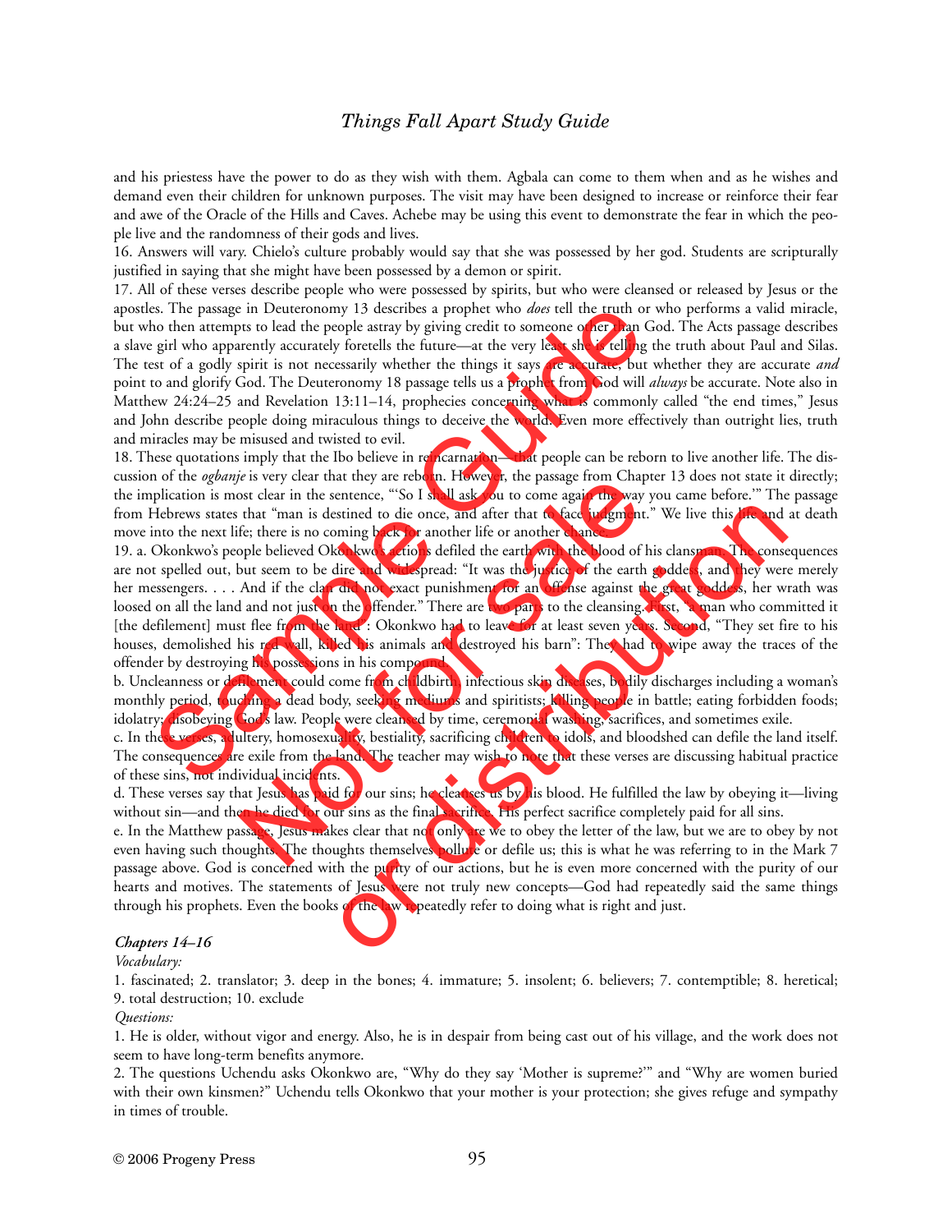and his priestess have the power to do as they wish with them. Agbala can come to them when and as he wishes and demand even their children for unknown purposes. The visit may have been designed to increase or reinforce their fear and awe of the Oracle of the Hills and Caves. Achebe may be using this event to demonstrate the fear in which the people live and the randomness of their gods and lives.

16. Answers will vary. Chielo's culture probably would say that she was possessed by her god. Students are scripturally justified in saying that she might have been possessed by a demon or spirit.

17. All of these verses describe people who were possessed by spirits, but who were cleansed or released by Jesus or the apostles. The passage in Deuteronomy 13 describes a prophet who *does* tell the truth or who performs a valid miracle, but who then attempts to lead the people astray by giving credit to someone other than God. The Acts passage describes a slave girl who apparently accurately foretells the future—at the very least she is telling the truth about Paul and Silas. The test of a godly spirit is not necessarily whether the things it says are accurate, but whether they are accurate *and* point to and glorify God. The Deuteronomy 18 passage tells us a prophet from God will *always* be accurate. Note also in Matthew 24:24–25 and Revelation 13:11–14, prophecies concerning what is commonly called "the end times," Jesus and John describe people doing miraculous things to deceive the world. Even more effectively than outright lies, truth and miracles may be misused and twisted to evil.

18. These quotations imply that the Ibo believe in reincarnation—that people can be reborn to live another life. The discussion of the *ogbanje* is very clear that they are reborn. However, the passage from Chapter 13 does not state it directly; the implication is most clear in the sentence, "'So I shall ask you to come again the way you came before.'" The passage from Hebrews states that "man is destined to die once, and after that to face judgment." We live this life and at death move into the next life; there is no coming back for another life or another chance.

19. a. Okonkwo's people believed Okonkwo's actions defiled the earth with the blood of his clansman. The consequences are not spelled out, but seem to be dire and widespread: "It was the justice of the earth goddess, and they were merely her messengers. . . . And if the clan did not exact punishment for an offense against the great goddess, her wrath was loosed on all the land and not just on the offender." There are two parts to the cleansing. First, "a man who committed it [the defilement] must flee from the land": Okonkwo had to leave for at least seven years. Second, "They set fire to his houses, demolished his red wall, killed his animals and destroyed his barn": They had to wipe away the traces of the offender by destroying his possessions in his compound.

b. Uncleanness or defilement could come from childbirth, infectious skin diseases, bodily discharges including a woman's monthly period, touching a dead body, seeking mediums and spiritists; killing people in battle; eating forbidden foods; idolatry; disobeying God's law. People were cleansed by time, ceremonial washing, sacrifices, and sometimes exile.

c. In these verses, adultery, homosexuality, bestiality, sacrificing children to idols, and bloodshed can defile the land itself. The consequences are exile from the land. The teacher may wish to note that these verses are discussing habitual practice of these sins, not individual incidents.

d. These verses say that Jesus has paid for our sins; he cleanses us by his blood. He fulfilled the law by obeying it—living without sin—and then he died for our sins as the final sacrifice. His perfect sacrifice completely paid for all sins.

e. In the Matthew passage, Jesus makes clear that not only are we to obey the letter of the law, but we are to obey by not even having such thoughts. The thoughts themselves pollute or defile us; this is what he was referring to in the Mark 7 passage above. God is concerned with the purity of our actions, but he is even more concerned with the purity of our hearts and motives. The statements of Jesus were not truly new concepts—God had repeatedly said the same things through his prophets. Even the books of the law repeatedly refer to doing what is right and just.

***Chapters 14–16***

*Vocabulary:*

1. fascinated; 2. translator; 3. deep in the bones; 4. immature; 5. insolent; 6. believers; 7. contemptible; 8. heretical; 9. total destruction; 10. exclude

*Questions:*

1. He is older, without vigor and energy. Also, he is in despair from being cast out of his village, and the work does not seem to have long-term benefits anymore.

2. The questions Uchendu asks Okonkwo are, "Why do they say 'Mother is supreme?'" and "Why are women buried with their own kinsmen?" Uchendu tells Okonkwo that your mother is your protection; she gives refuge and sympathy in times of trouble.